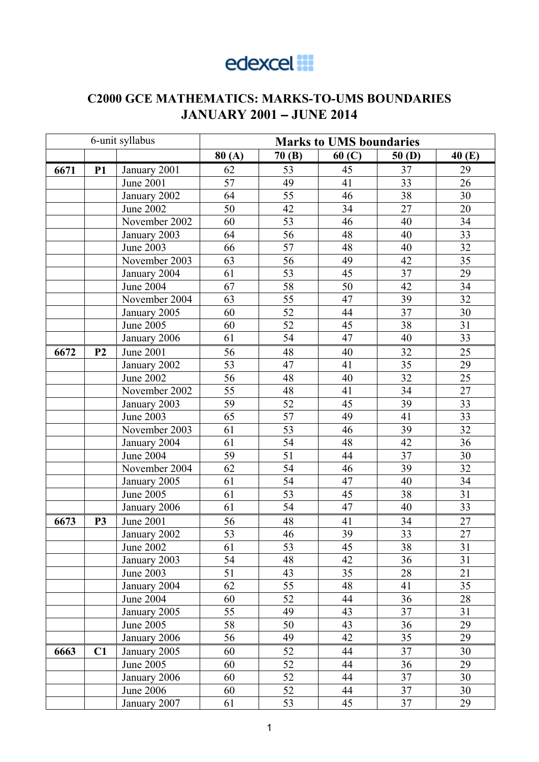edexcel

# C2000 GCE MATHEMATICS: MARKS-TO-UMS BOUNDARIES JANUARY 2001 – JUNE 2014

| 6-unit syllabus | | | Marks to UMS boundaries | | | | |
|---|---|---|---|---|---|---|---|
| | | | **80 (A)** | **70 (B)** | **60 (C)** | **50 (D)** | **40 (E)** |
| **6671** | **P1** | January 2001 | 62 | 53 | 45 | 37 | 29 |
| | | June 2001 | 57 | 49 | 41 | 33 | 26 |
| | | January 2002 | 64 | 55 | 46 | 38 | 30 |
| | | June 2002 | 50 | 42 | 34 | 27 | 20 |
| | | November 2002 | 60 | 53 | 46 | 40 | 34 |
| | | January 2003 | 64 | 56 | 48 | 40 | 33 |
| | | June 2003 | 66 | 57 | 48 | 40 | 32 |
| | | November 2003 | 63 | 56 | 49 | 42 | 35 |
| | | January 2004 | 61 | 53 | 45 | 37 | 29 |
| | | June 2004 | 67 | 58 | 50 | 42 | 34 |
| | | November 2004 | 63 | 55 | 47 | 39 | 32 |
| | | January 2005 | 60 | 52 | 44 | 37 | 30 |
| | | June 2005 | 60 | 52 | 45 | 38 | 31 |
| | | January 2006 | 61 | 54 | 47 | 40 | 33 |
| **6672** | **P2** | June 2001 | 56 | 48 | 40 | 32 | 25 |
| | | January 2002 | 53 | 47 | 41 | 35 | 29 |
| | | June 2002 | 56 | 48 | 40 | 32 | 25 |
| | | November 2002 | 55 | 48 | 41 | 34 | 27 |
| | | January 2003 | 59 | 52 | 45 | 39 | 33 |
| | | June 2003 | 65 | 57 | 49 | 41 | 33 |
| | | November 2003 | 61 | 53 | 46 | 39 | 32 |
| | | January 2004 | 61 | 54 | 48 | 42 | 36 |
| | | June 2004 | 59 | 51 | 44 | 37 | 30 |
| | | November 2004 | 62 | 54 | 46 | 39 | 32 |
| | | January 2005 | 61 | 54 | 47 | 40 | 34 |
| | | June 2005 | 61 | 53 | 45 | 38 | 31 |
| | | January 2006 | 61 | 54 | 47 | 40 | 33 |
| **6673** | **P3** | June 2001 | 56 | 48 | 41 | 34 | 27 |
| | | January 2002 | 53 | 46 | 39 | 33 | 27 |
| | | June 2002 | 61 | 53 | 45 | 38 | 31 |
| | | January 2003 | 54 | 48 | 42 | 36 | 31 |
| | | June 2003 | 51 | 43 | 35 | 28 | 21 |
| | | January 2004 | 62 | 55 | 48 | 41 | 35 |
| | | June 2004 | 60 | 52 | 44 | 36 | 28 |
| | | January 2005 | 55 | 49 | 43 | 37 | 31 |
| | | June 2005 | 58 | 50 | 43 | 36 | 29 |
| | | January 2006 | 56 | 49 | 42 | 35 | 29 |
| **6663** | **C1** | January 2005 | 60 | 52 | 44 | 37 | 30 |
| | | June 2005 | 60 | 52 | 44 | 36 | 29 |
| | | January 2006 | 60 | 52 | 44 | 37 | 30 |
| | | June 2006 | 60 | 52 | 44 | 37 | 30 |
| | | January 2007 | 61 | 53 | 45 | 37 | 29 |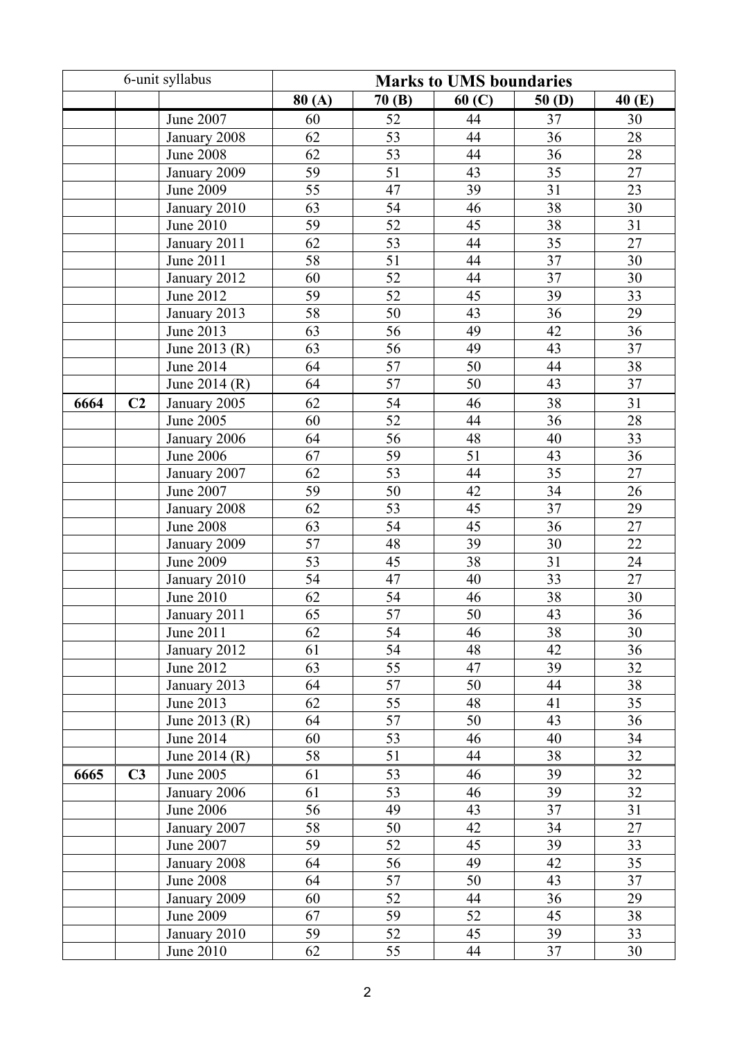| 6-unit syllabus | | | Marks to UMS boundaries | | | | |
|---|---|---|---|---|---|---|---|
| | | | 80 (A) | 70 (B) | 60 (C) | 50 (D) | 40 (E) |
| | | June 2007 | 60 | 52 | 44 | 37 | 30 |
| | | January 2008 | 62 | 53 | 44 | 36 | 28 |
| | | June 2008 | 62 | 53 | 44 | 36 | 28 |
| | | January 2009 | 59 | 51 | 43 | 35 | 27 |
| | | June 2009 | 55 | 47 | 39 | 31 | 23 |
| | | January 2010 | 63 | 54 | 46 | 38 | 30 |
| | | June 2010 | 59 | 52 | 45 | 38 | 31 |
| | | January 2011 | 62 | 53 | 44 | 35 | 27 |
| | | June 2011 | 58 | 51 | 44 | 37 | 30 |
| | | January 2012 | 60 | 52 | 44 | 37 | 30 |
| | | June 2012 | 59 | 52 | 45 | 39 | 33 |
| | | January 2013 | 58 | 50 | 43 | 36 | 29 |
| | | June 2013 | 63 | 56 | 49 | 42 | 36 |
| | | June 2013 (R) | 63 | 56 | 49 | 43 | 37 |
| | | June 2014 | 64 | 57 | 50 | 44 | 38 |
| | | June 2014 (R) | 64 | 57 | 50 | 43 | 37 |
| **6664** | **C2** | January 2005 | 62 | 54 | 46 | 38 | 31 |
| | | June 2005 | 60 | 52 | 44 | 36 | 28 |
| | | January 2006 | 64 | 56 | 48 | 40 | 33 |
| | | June 2006 | 67 | 59 | 51 | 43 | 36 |
| | | January 2007 | 62 | 53 | 44 | 35 | 27 |
| | | June 2007 | 59 | 50 | 42 | 34 | 26 |
| | | January 2008 | 62 | 53 | 45 | 37 | 29 |
| | | June 2008 | 63 | 54 | 45 | 36 | 27 |
| | | January 2009 | 57 | 48 | 39 | 30 | 22 |
| | | June 2009 | 53 | 45 | 38 | 31 | 24 |
| | | January 2010 | 54 | 47 | 40 | 33 | 27 |
| | | June 2010 | 62 | 54 | 46 | 38 | 30 |
| | | January 2011 | 65 | 57 | 50 | 43 | 36 |
| | | June 2011 | 62 | 54 | 46 | 38 | 30 |
| | | January 2012 | 61 | 54 | 48 | 42 | 36 |
| | | June 2012 | 63 | 55 | 47 | 39 | 32 |
| | | January 2013 | 64 | 57 | 50 | 44 | 38 |
| | | June 2013 | 62 | 55 | 48 | 41 | 35 |
| | | June 2013 (R) | 64 | 57 | 50 | 43 | 36 |
| | | June 2014 | 60 | 53 | 46 | 40 | 34 |
| | | June 2014 (R) | 58 | 51 | 44 | 38 | 32 |
| **6665** | **C3** | June 2005 | 61 | 53 | 46 | 39 | 32 |
| | | January 2006 | 61 | 53 | 46 | 39 | 32 |
| | | June 2006 | 56 | 49 | 43 | 37 | 31 |
| | | January 2007 | 58 | 50 | 42 | 34 | 27 |
| | | June 2007 | 59 | 52 | 45 | 39 | 33 |
| | | January 2008 | 64 | 56 | 49 | 42 | 35 |
| | | June 2008 | 64 | 57 | 50 | 43 | 37 |
| | | January 2009 | 60 | 52 | 44 | 36 | 29 |
| | | June 2009 | 67 | 59 | 52 | 45 | 38 |
| | | January 2010 | 59 | 52 | 45 | 39 | 33 |
| | | June 2010 | 62 | 55 | 44 | 37 | 30 |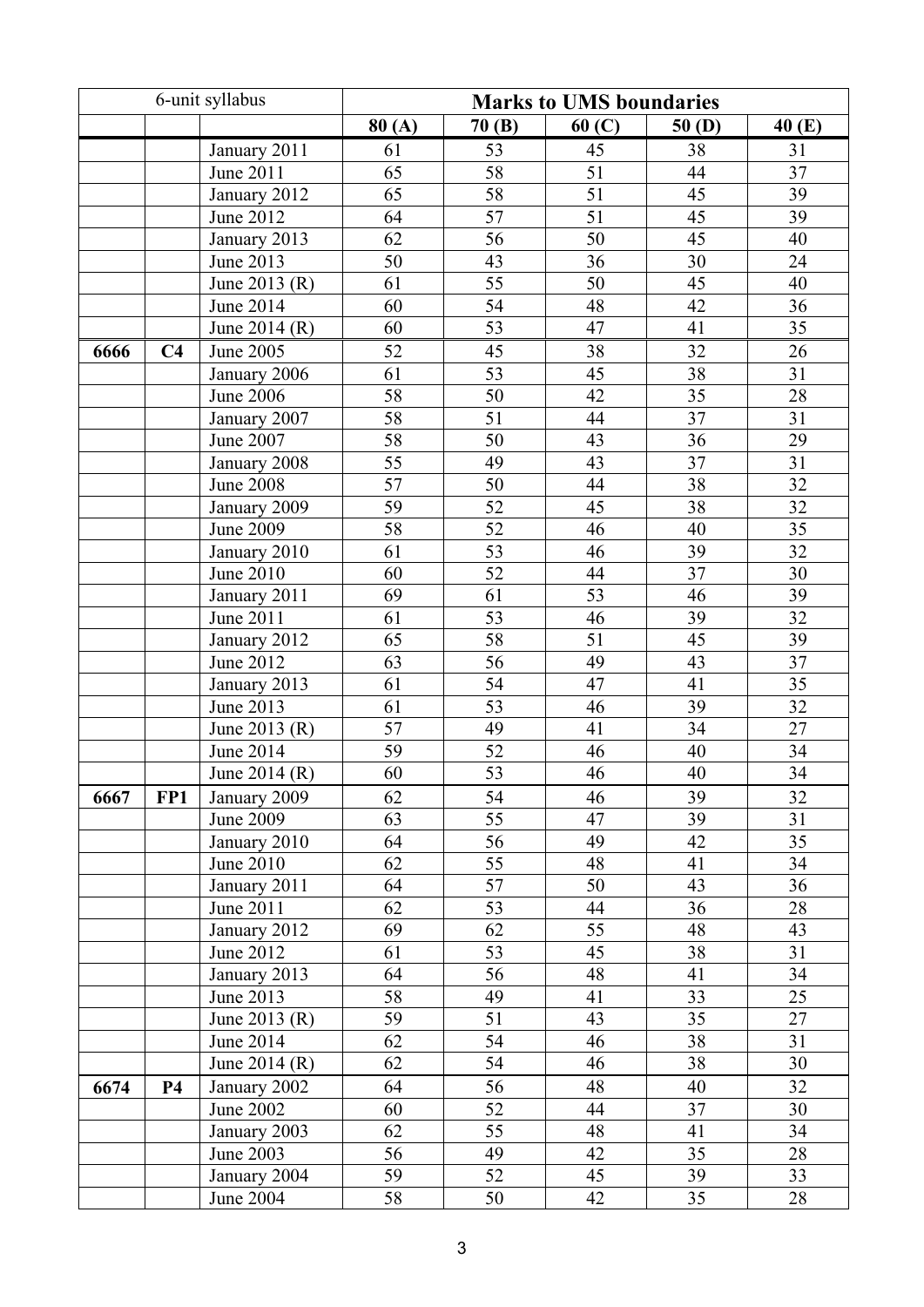| 6-unit syllabus | | | Marks to UMS boundaries | | | | |
|---|---|---|---|---|---|---|---|
| | | | 80 (A) | 70 (B) | 60 (C) | 50 (D) | 40 (E) |
| | | January 2011 | 61 | 53 | 45 | 38 | 31 |
| | | June 2011 | 65 | 58 | 51 | 44 | 37 |
| | | January 2012 | 65 | 58 | 51 | 45 | 39 |
| | | June 2012 | 64 | 57 | 51 | 45 | 39 |
| | | January 2013 | 62 | 56 | 50 | 45 | 40 |
| | | June 2013 | 50 | 43 | 36 | 30 | 24 |
| | | June 2013 (R) | 61 | 55 | 50 | 45 | 40 |
| | | June 2014 | 60 | 54 | 48 | 42 | 36 |
| | | June 2014 (R) | 60 | 53 | 47 | 41 | 35 |
| **6666** | **C4** | June 2005 | 52 | 45 | 38 | 32 | 26 |
| | | January 2006 | 61 | 53 | 45 | 38 | 31 |
| | | June 2006 | 58 | 50 | 42 | 35 | 28 |
| | | January 2007 | 58 | 51 | 44 | 37 | 31 |
| | | June 2007 | 58 | 50 | 43 | 36 | 29 |
| | | January 2008 | 55 | 49 | 43 | 37 | 31 |
| | | June 2008 | 57 | 50 | 44 | 38 | 32 |
| | | January 2009 | 59 | 52 | 45 | 38 | 32 |
| | | June 2009 | 58 | 52 | 46 | 40 | 35 |
| | | January 2010 | 61 | 53 | 46 | 39 | 32 |
| | | June 2010 | 60 | 52 | 44 | 37 | 30 |
| | | January 2011 | 69 | 61 | 53 | 46 | 39 |
| | | June 2011 | 61 | 53 | 46 | 39 | 32 |
| | | January 2012 | 65 | 58 | 51 | 45 | 39 |
| | | June 2012 | 63 | 56 | 49 | 43 | 37 |
| | | January 2013 | 61 | 54 | 47 | 41 | 35 |
| | | June 2013 | 61 | 53 | 46 | 39 | 32 |
| | | June 2013 (R) | 57 | 49 | 41 | 34 | 27 |
| | | June 2014 | 59 | 52 | 46 | 40 | 34 |
| | | June 2014 (R) | 60 | 53 | 46 | 40 | 34 |
| **6667** | **FP1** | January 2009 | 62 | 54 | 46 | 39 | 32 |
| | | June 2009 | 63 | 55 | 47 | 39 | 31 |
| | | January 2010 | 64 | 56 | 49 | 42 | 35 |
| | | June 2010 | 62 | 55 | 48 | 41 | 34 |
| | | January 2011 | 64 | 57 | 50 | 43 | 36 |
| | | June 2011 | 62 | 53 | 44 | 36 | 28 |
| | | January 2012 | 69 | 62 | 55 | 48 | 43 |
| | | June 2012 | 61 | 53 | 45 | 38 | 31 |
| | | January 2013 | 64 | 56 | 48 | 41 | 34 |
| | | June 2013 | 58 | 49 | 41 | 33 | 25 |
| | | June 2013 (R) | 59 | 51 | 43 | 35 | 27 |
| | | June 2014 | 62 | 54 | 46 | 38 | 31 |
| | | June 2014 (R) | 62 | 54 | 46 | 38 | 30 |
| **6674** | **P4** | January 2002 | 64 | 56 | 48 | 40 | 32 |
| | | June 2002 | 60 | 52 | 44 | 37 | 30 |
| | | January 2003 | 62 | 55 | 48 | 41 | 34 |
| | | June 2003 | 56 | 49 | 42 | 35 | 28 |
| | | January 2004 | 59 | 52 | 45 | 39 | 33 |
| | | June 2004 | 58 | 50 | 42 | 35 | 28 |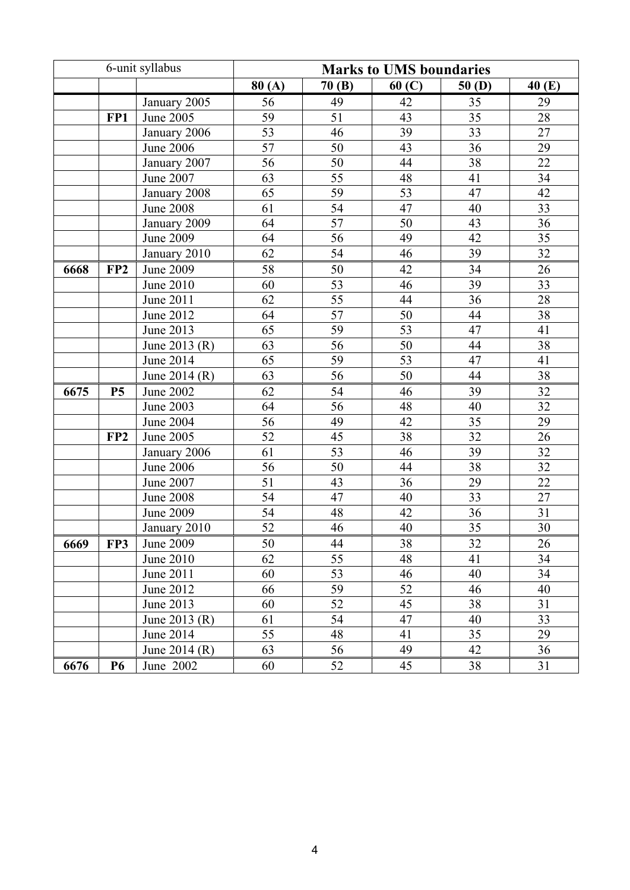| 6-unit syllabus | | | Marks to UMS boundaries | | | | |
|---|---|---|---|---|---|---|---|
| | | | 80 (A) | 70 (B) | 60 (C) | 50 (D) | 40 (E) |
| | | January 2005 | 56 | 49 | 42 | 35 | 29 |
| | FP1 | June 2005 | 59 | 51 | 43 | 35 | 28 |
| | | January 2006 | 53 | 46 | 39 | 33 | 27 |
| | | June 2006 | 57 | 50 | 43 | 36 | 29 |
| | | January 2007 | 56 | 50 | 44 | 38 | 22 |
| | | June 2007 | 63 | 55 | 48 | 41 | 34 |
| | | January 2008 | 65 | 59 | 53 | 47 | 42 |
| | | June 2008 | 61 | 54 | 47 | 40 | 33 |
| | | January 2009 | 64 | 57 | 50 | 43 | 36 |
| | | June 2009 | 64 | 56 | 49 | 42 | 35 |
| | | January 2010 | 62 | 54 | 46 | 39 | 32 |
| **6668** | **FP2** | June 2009 | 58 | 50 | 42 | 34 | 26 |
| | | June 2010 | 60 | 53 | 46 | 39 | 33 |
| | | June 2011 | 62 | 55 | 44 | 36 | 28 |
| | | June 2012 | 64 | 57 | 50 | 44 | 38 |
| | | June 2013 | 65 | 59 | 53 | 47 | 41 |
| | | June 2013 (R) | 63 | 56 | 50 | 44 | 38 |
| | | June 2014 | 65 | 59 | 53 | 47 | 41 |
| | | June 2014 (R) | 63 | 56 | 50 | 44 | 38 |
| **6675** | **P5** | June 2002 | 62 | 54 | 46 | 39 | 32 |
| | | June 2003 | 64 | 56 | 48 | 40 | 32 |
| | | June 2004 | 56 | 49 | 42 | 35 | 29 |
| | **FP2** | June 2005 | 52 | 45 | 38 | 32 | 26 |
| | | January 2006 | 61 | 53 | 46 | 39 | 32 |
| | | June 2006 | 56 | 50 | 44 | 38 | 32 |
| | | June 2007 | 51 | 43 | 36 | 29 | 22 |
| | | June 2008 | 54 | 47 | 40 | 33 | 27 |
| | | June 2009 | 54 | 48 | 42 | 36 | 31 |
| | | January 2010 | 52 | 46 | 40 | 35 | 30 |
| **6669** | **FP3** | June 2009 | 50 | 44 | 38 | 32 | 26 |
| | | June 2010 | 62 | 55 | 48 | 41 | 34 |
| | | June 2011 | 60 | 53 | 46 | 40 | 34 |
| | | June 2012 | 66 | 59 | 52 | 46 | 40 |
| | | June 2013 | 60 | 52 | 45 | 38 | 31 |
| | | June 2013 (R) | 61 | 54 | 47 | 40 | 33 |
| | | June 2014 | 55 | 48 | 41 | 35 | 29 |
| | | June 2014 (R) | 63 | 56 | 49 | 42 | 36 |
| **6676** | **P6** | June 2002 | 60 | 52 | 45 | 38 | 31 |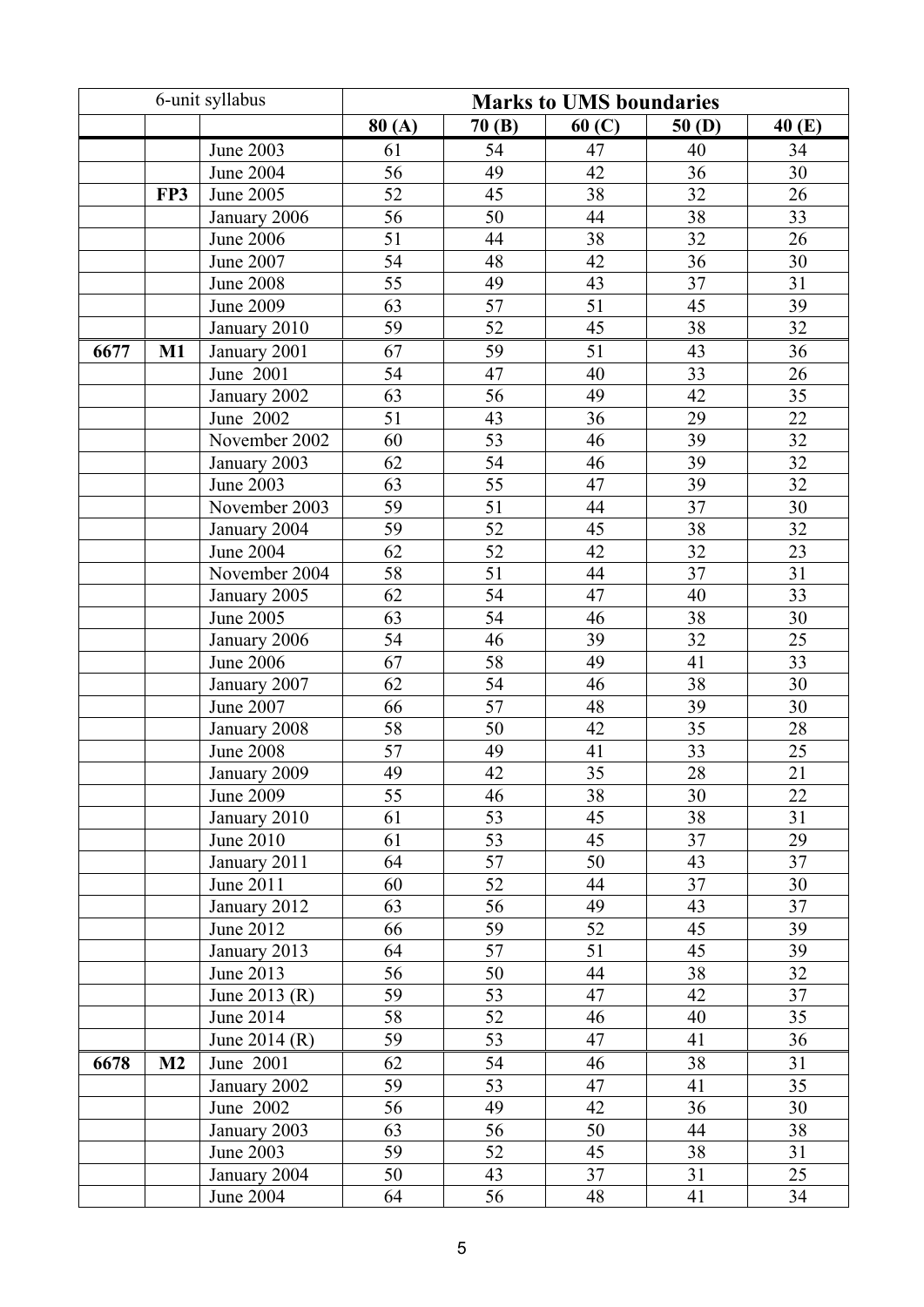| 6-unit syllabus | | | Marks to UMS boundaries | | | | |
|---|---|---|---|---|---|---|---|
| | | | 80 (A) | 70 (B) | 60 (C) | 50 (D) | 40 (E) |
| | | June 2003 | 61 | 54 | 47 | 40 | 34 |
| | | June 2004 | 56 | 49 | 42 | 36 | 30 |
| | **FP3** | June 2005 | 52 | 45 | 38 | 32 | 26 |
| | | January 2006 | 56 | 50 | 44 | 38 | 33 |
| | | June 2006 | 51 | 44 | 38 | 32 | 26 |
| | | June 2007 | 54 | 48 | 42 | 36 | 30 |
| | | June 2008 | 55 | 49 | 43 | 37 | 31 |
| | | June 2009 | 63 | 57 | 51 | 45 | 39 |
| | | January 2010 | 59 | 52 | 45 | 38 | 32 |
| **6677** | **M1** | January 2001 | 67 | 59 | 51 | 43 | 36 |
| | | June 2001 | 54 | 47 | 40 | 33 | 26 |
| | | January 2002 | 63 | 56 | 49 | 42 | 35 |
| | | June 2002 | 51 | 43 | 36 | 29 | 22 |
| | | November 2002 | 60 | 53 | 46 | 39 | 32 |
| | | January 2003 | 62 | 54 | 46 | 39 | 32 |
| | | June 2003 | 63 | 55 | 47 | 39 | 32 |
| | | November 2003 | 59 | 51 | 44 | 37 | 30 |
| | | January 2004 | 59 | 52 | 45 | 38 | 32 |
| | | June 2004 | 62 | 52 | 42 | 32 | 23 |
| | | November 2004 | 58 | 51 | 44 | 37 | 31 |
| | | January 2005 | 62 | 54 | 47 | 40 | 33 |
| | | June 2005 | 63 | 54 | 46 | 38 | 30 |
| | | January 2006 | 54 | 46 | 39 | 32 | 25 |
| | | June 2006 | 67 | 58 | 49 | 41 | 33 |
| | | January 2007 | 62 | 54 | 46 | 38 | 30 |
| | | June 2007 | 66 | 57 | 48 | 39 | 30 |
| | | January 2008 | 58 | 50 | 42 | 35 | 28 |
| | | June 2008 | 57 | 49 | 41 | 33 | 25 |
| | | January 2009 | 49 | 42 | 35 | 28 | 21 |
| | | June 2009 | 55 | 46 | 38 | 30 | 22 |
| | | January 2010 | 61 | 53 | 45 | 38 | 31 |
| | | June 2010 | 61 | 53 | 45 | 37 | 29 |
| | | January 2011 | 64 | 57 | 50 | 43 | 37 |
| | | June 2011 | 60 | 52 | 44 | 37 | 30 |
| | | January 2012 | 63 | 56 | 49 | 43 | 37 |
| | | June 2012 | 66 | 59 | 52 | 45 | 39 |
| | | January 2013 | 64 | 57 | 51 | 45 | 39 |
| | | June 2013 | 56 | 50 | 44 | 38 | 32 |
| | | June 2013 (R) | 59 | 53 | 47 | 42 | 37 |
| | | June 2014 | 58 | 52 | 46 | 40 | 35 |
| | | June 2014 (R) | 59 | 53 | 47 | 41 | 36 |
| **6678** | **M2** | June 2001 | 62 | 54 | 46 | 38 | 31 |
| | | January 2002 | 59 | 53 | 47 | 41 | 35 |
| | | June 2002 | 56 | 49 | 42 | 36 | 30 |
| | | January 2003 | 63 | 56 | 50 | 44 | 38 |
| | | June 2003 | 59 | 52 | 45 | 38 | 31 |
| | | January 2004 | 50 | 43 | 37 | 31 | 25 |
| | | June 2004 | 64 | 56 | 48 | 41 | 34 |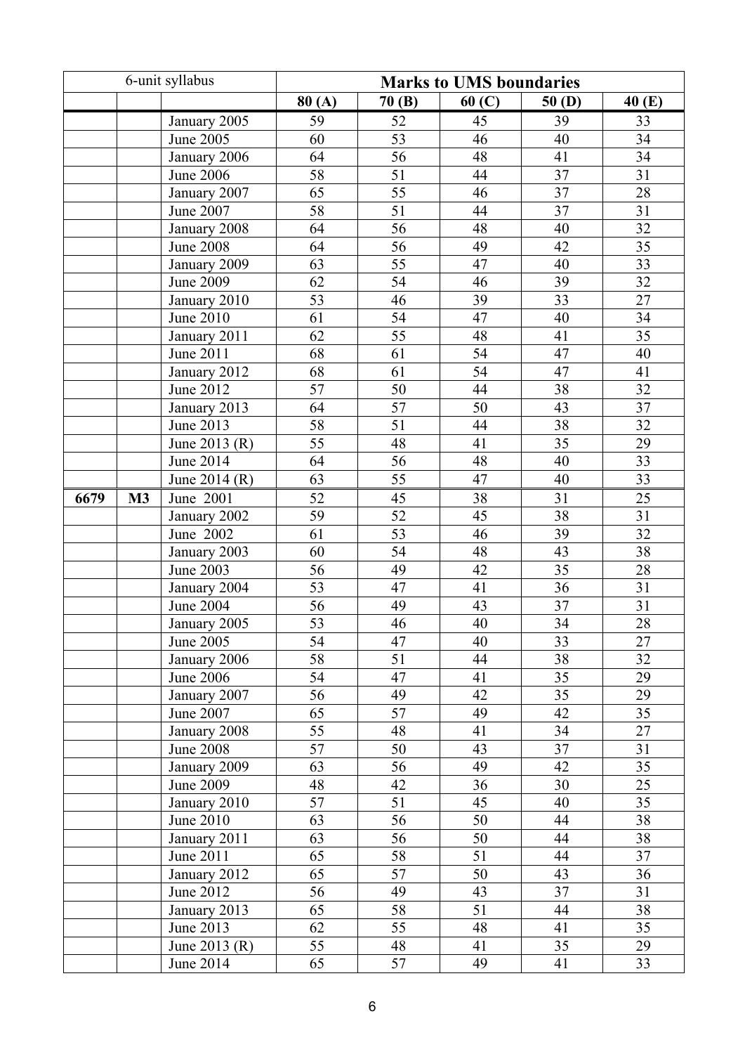| 6-unit syllabus | | | Marks to UMS boundaries | | | | |
|---|---|---|---|---|---|---|---|
| | | | 80 (A) | 70 (B) | 60 (C) | 50 (D) | 40 (E) |
| | | January 2005 | 59 | 52 | 45 | 39 | 33 |
| | | June 2005 | 60 | 53 | 46 | 40 | 34 |
| | | January 2006 | 64 | 56 | 48 | 41 | 34 |
| | | June 2006 | 58 | 51 | 44 | 37 | 31 |
| | | January 2007 | 65 | 55 | 46 | 37 | 28 |
| | | June 2007 | 58 | 51 | 44 | 37 | 31 |
| | | January 2008 | 64 | 56 | 48 | 40 | 32 |
| | | June 2008 | 64 | 56 | 49 | 42 | 35 |
| | | January 2009 | 63 | 55 | 47 | 40 | 33 |
| | | June 2009 | 62 | 54 | 46 | 39 | 32 |
| | | January 2010 | 53 | 46 | 39 | 33 | 27 |
| | | June 2010 | 61 | 54 | 47 | 40 | 34 |
| | | January 2011 | 62 | 55 | 48 | 41 | 35 |
| | | June 2011 | 68 | 61 | 54 | 47 | 40 |
| | | January 2012 | 68 | 61 | 54 | 47 | 41 |
| | | June 2012 | 57 | 50 | 44 | 38 | 32 |
| | | January 2013 | 64 | 57 | 50 | 43 | 37 |
| | | June 2013 | 58 | 51 | 44 | 38 | 32 |
| | | June 2013 (R) | 55 | 48 | 41 | 35 | 29 |
| | | June 2014 | 64 | 56 | 48 | 40 | 33 |
| | | June 2014 (R) | 63 | 55 | 47 | 40 | 33 |
| **6679** | **M3** | June 2001 | 52 | 45 | 38 | 31 | 25 |
| | | January 2002 | 59 | 52 | 45 | 38 | 31 |
| | | June 2002 | 61 | 53 | 46 | 39 | 32 |
| | | January 2003 | 60 | 54 | 48 | 43 | 38 |
| | | June 2003 | 56 | 49 | 42 | 35 | 28 |
| | | January 2004 | 53 | 47 | 41 | 36 | 31 |
| | | June 2004 | 56 | 49 | 43 | 37 | 31 |
| | | January 2005 | 53 | 46 | 40 | 34 | 28 |
| | | June 2005 | 54 | 47 | 40 | 33 | 27 |
| | | January 2006 | 58 | 51 | 44 | 38 | 32 |
| | | June 2006 | 54 | 47 | 41 | 35 | 29 |
| | | January 2007 | 56 | 49 | 42 | 35 | 29 |
| | | June 2007 | 65 | 57 | 49 | 42 | 35 |
| | | January 2008 | 55 | 48 | 41 | 34 | 27 |
| | | June 2008 | 57 | 50 | 43 | 37 | 31 |
| | | January 2009 | 63 | 56 | 49 | 42 | 35 |
| | | June 2009 | 48 | 42 | 36 | 30 | 25 |
| | | January 2010 | 57 | 51 | 45 | 40 | 35 |
| | | June 2010 | 63 | 56 | 50 | 44 | 38 |
| | | January 2011 | 63 | 56 | 50 | 44 | 38 |
| | | June 2011 | 65 | 58 | 51 | 44 | 37 |
| | | January 2012 | 65 | 57 | 50 | 43 | 36 |
| | | June 2012 | 56 | 49 | 43 | 37 | 31 |
| | | January 2013 | 65 | 58 | 51 | 44 | 38 |
| | | June 2013 | 62 | 55 | 48 | 41 | 35 |
| | | June 2013 (R) | 55 | 48 | 41 | 35 | 29 |
| | | June 2014 | 65 | 57 | 49 | 41 | 33 |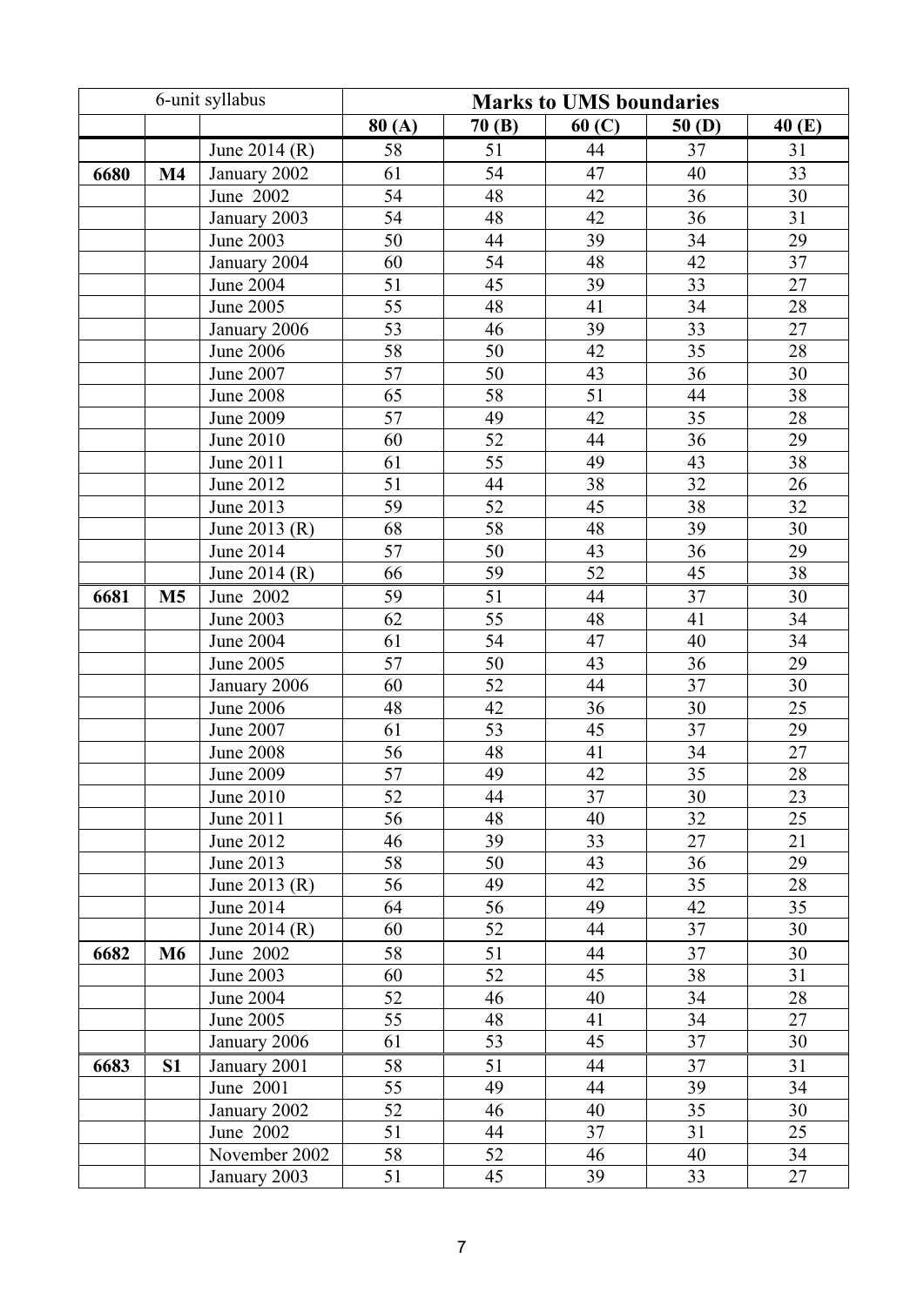| 6-unit syllabus | | | Marks to UMS boundaries | | | | |
|---|---|---|---|---|---|---|---|
| | | | 80 (A) | 70 (B) | 60 (C) | 50 (D) | 40 (E) |
| | | June 2014 (R) | 58 | 51 | 44 | 37 | 31 |
| **6680** | **M4** | January 2002 | 61 | 54 | 47 | 40 | 33 |
| | | June 2002 | 54 | 48 | 42 | 36 | 30 |
| | | January 2003 | 54 | 48 | 42 | 36 | 31 |
| | | June 2003 | 50 | 44 | 39 | 34 | 29 |
| | | January 2004 | 60 | 54 | 48 | 42 | 37 |
| | | June 2004 | 51 | 45 | 39 | 33 | 27 |
| | | June 2005 | 55 | 48 | 41 | 34 | 28 |
| | | January 2006 | 53 | 46 | 39 | 33 | 27 |
| | | June 2006 | 58 | 50 | 42 | 35 | 28 |
| | | June 2007 | 57 | 50 | 43 | 36 | 30 |
| | | June 2008 | 65 | 58 | 51 | 44 | 38 |
| | | June 2009 | 57 | 49 | 42 | 35 | 28 |
| | | June 2010 | 60 | 52 | 44 | 36 | 29 |
| | | June 2011 | 61 | 55 | 49 | 43 | 38 |
| | | June 2012 | 51 | 44 | 38 | 32 | 26 |
| | | June 2013 | 59 | 52 | 45 | 38 | 32 |
| | | June 2013 (R) | 68 | 58 | 48 | 39 | 30 |
| | | June 2014 | 57 | 50 | 43 | 36 | 29 |
| | | June 2014 (R) | 66 | 59 | 52 | 45 | 38 |
| **6681** | **M5** | June 2002 | 59 | 51 | 44 | 37 | 30 |
| | | June 2003 | 62 | 55 | 48 | 41 | 34 |
| | | June 2004 | 61 | 54 | 47 | 40 | 34 |
| | | June 2005 | 57 | 50 | 43 | 36 | 29 |
| | | January 2006 | 60 | 52 | 44 | 37 | 30 |
| | | June 2006 | 48 | 42 | 36 | 30 | 25 |
| | | June 2007 | 61 | 53 | 45 | 37 | 29 |
| | | June 2008 | 56 | 48 | 41 | 34 | 27 |
| | | June 2009 | 57 | 49 | 42 | 35 | 28 |
| | | June 2010 | 52 | 44 | 37 | 30 | 23 |
| | | June 2011 | 56 | 48 | 40 | 32 | 25 |
| | | June 2012 | 46 | 39 | 33 | 27 | 21 |
| | | June 2013 | 58 | 50 | 43 | 36 | 29 |
| | | June 2013 (R) | 56 | 49 | 42 | 35 | 28 |
| | | June 2014 | 64 | 56 | 49 | 42 | 35 |
| | | June 2014 (R) | 60 | 52 | 44 | 37 | 30 |
| **6682** | **M6** | June 2002 | 58 | 51 | 44 | 37 | 30 |
| | | June 2003 | 60 | 52 | 45 | 38 | 31 |
| | | June 2004 | 52 | 46 | 40 | 34 | 28 |
| | | June 2005 | 55 | 48 | 41 | 34 | 27 |
| | | January 2006 | 61 | 53 | 45 | 37 | 30 |
| **6683** | **S1** | January 2001 | 58 | 51 | 44 | 37 | 31 |
| | | June 2001 | 55 | 49 | 44 | 39 | 34 |
| | | January 2002 | 52 | 46 | 40 | 35 | 30 |
| | | June 2002 | 51 | 44 | 37 | 31 | 25 |
| | | November 2002 | 58 | 52 | 46 | 40 | 34 |
| | | January 2003 | 51 | 45 | 39 | 33 | 27 |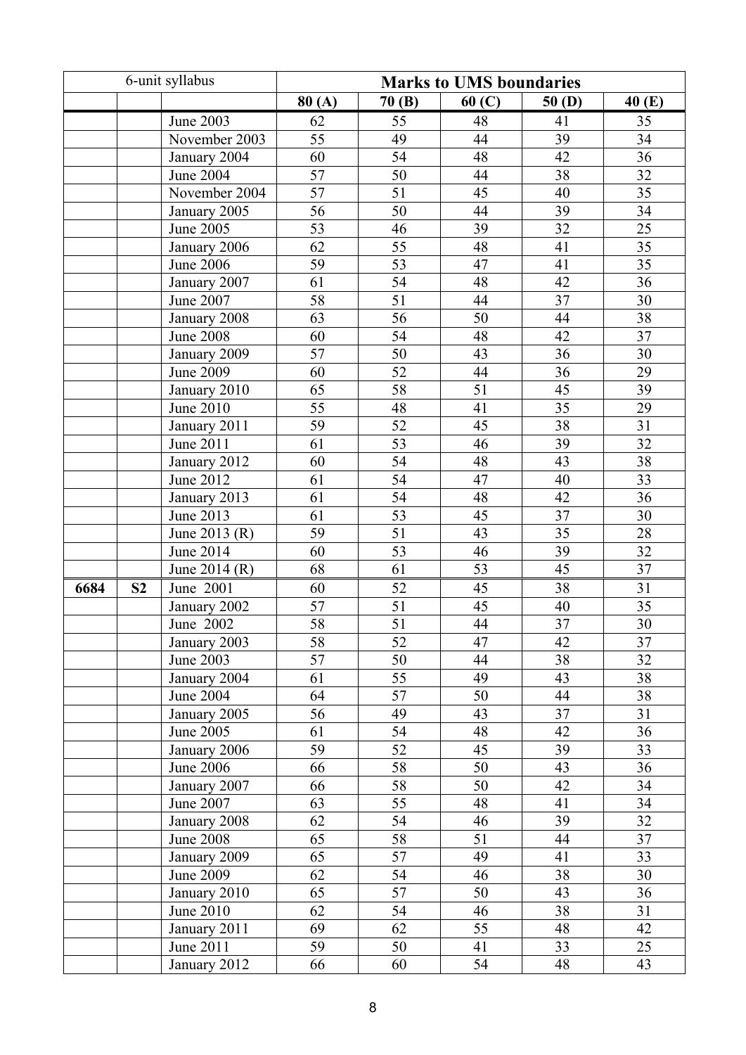| 6-unit syllabus | | | Marks to UMS boundaries | | | | |
|---|---|---|---|---|---|---|---|
| | | | 80 (A) | 70 (B) | 60 (C) | 50 (D) | 40 (E) |
| | | June 2003 | 62 | 55 | 48 | 41 | 35 |
| | | November 2003 | 55 | 49 | 44 | 39 | 34 |
| | | January 2004 | 60 | 54 | 48 | 42 | 36 |
| | | June 2004 | 57 | 50 | 44 | 38 | 32 |
| | | November 2004 | 57 | 51 | 45 | 40 | 35 |
| | | January 2005 | 56 | 50 | 44 | 39 | 34 |
| | | June 2005 | 53 | 46 | 39 | 32 | 25 |
| | | January 2006 | 62 | 55 | 48 | 41 | 35 |
| | | June 2006 | 59 | 53 | 47 | 41 | 35 |
| | | January 2007 | 61 | 54 | 48 | 42 | 36 |
| | | June 2007 | 58 | 51 | 44 | 37 | 30 |
| | | January 2008 | 63 | 56 | 50 | 44 | 38 |
| | | June 2008 | 60 | 54 | 48 | 42 | 37 |
| | | January 2009 | 57 | 50 | 43 | 36 | 30 |
| | | June 2009 | 60 | 52 | 44 | 36 | 29 |
| | | January 2010 | 65 | 58 | 51 | 45 | 39 |
| | | June 2010 | 55 | 48 | 41 | 35 | 29 |
| | | January 2011 | 59 | 52 | 45 | 38 | 31 |
| | | June 2011 | 61 | 53 | 46 | 39 | 32 |
| | | January 2012 | 60 | 54 | 48 | 43 | 38 |
| | | June 2012 | 61 | 54 | 47 | 40 | 33 |
| | | January 2013 | 61 | 54 | 48 | 42 | 36 |
| | | June 2013 | 61 | 53 | 45 | 37 | 30 |
| | | June 2013 (R) | 59 | 51 | 43 | 35 | 28 |
| | | June 2014 | 60 | 53 | 46 | 39 | 32 |
| | | June 2014 (R) | 68 | 61 | 53 | 45 | 37 |
| **6684** | **S2** | June 2001 | 60 | 52 | 45 | 38 | 31 |
| | | January 2002 | 57 | 51 | 45 | 40 | 35 |
| | | June 2002 | 58 | 51 | 44 | 37 | 30 |
| | | January 2003 | 58 | 52 | 47 | 42 | 37 |
| | | June 2003 | 57 | 50 | 44 | 38 | 32 |
| | | January 2004 | 61 | 55 | 49 | 43 | 38 |
| | | June 2004 | 64 | 57 | 50 | 44 | 38 |
| | | January 2005 | 56 | 49 | 43 | 37 | 31 |
| | | June 2005 | 61 | 54 | 48 | 42 | 36 |
| | | January 2006 | 59 | 52 | 45 | 39 | 33 |
| | | June 2006 | 66 | 58 | 50 | 43 | 36 |
| | | January 2007 | 66 | 58 | 50 | 42 | 34 |
| | | June 2007 | 63 | 55 | 48 | 41 | 34 |
| | | January 2008 | 62 | 54 | 46 | 39 | 32 |
| | | June 2008 | 65 | 58 | 51 | 44 | 37 |
| | | January 2009 | 65 | 57 | 49 | 41 | 33 |
| | | June 2009 | 62 | 54 | 46 | 38 | 30 |
| | | January 2010 | 65 | 57 | 50 | 43 | 36 |
| | | June 2010 | 62 | 54 | 46 | 38 | 31 |
| | | January 2011 | 69 | 62 | 55 | 48 | 42 |
| | | June 2011 | 59 | 50 | 41 | 33 | 25 |
| | | January 2012 | 66 | 60 | 54 | 48 | 43 |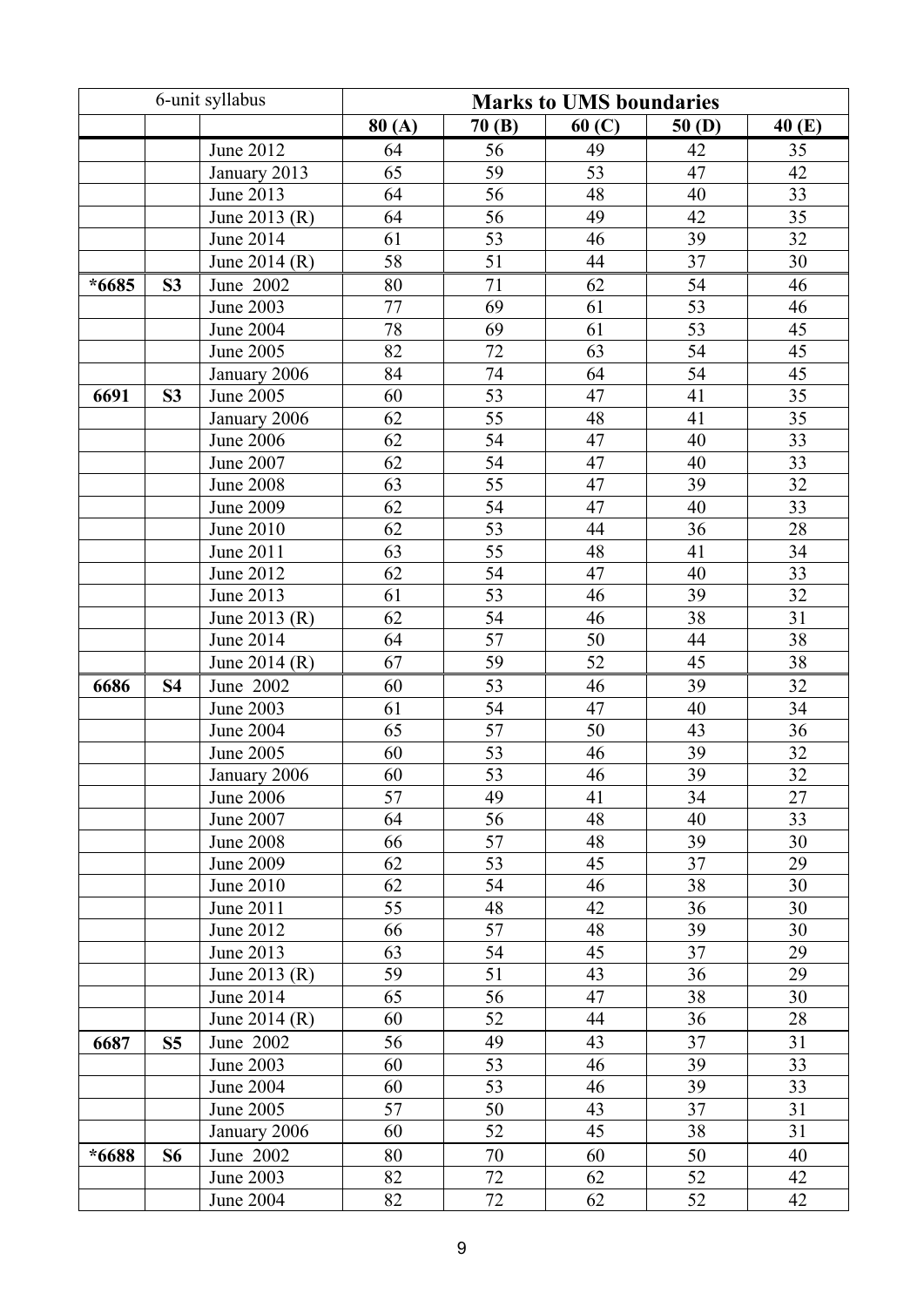| 6-unit syllabus | | | Marks to UMS boundaries | | | | |
|---|---|---|---|---|---|---|---|
| | | | 80 (A) | 70 (B) | 60 (C) | 50 (D) | 40 (E) |
| | | June 2012 | 64 | 56 | 49 | 42 | 35 |
| | | January 2013 | 65 | 59 | 53 | 47 | 42 |
| | | June 2013 | 64 | 56 | 48 | 40 | 33 |
| | | June 2013 (R) | 64 | 56 | 49 | 42 | 35 |
| | | June 2014 | 61 | 53 | 46 | 39 | 32 |
| | | June 2014 (R) | 58 | 51 | 44 | 37 | 30 |
| **\*6685** | **S3** | June 2002 | 80 | 71 | 62 | 54 | 46 |
| | | June 2003 | 77 | 69 | 61 | 53 | 46 |
| | | June 2004 | 78 | 69 | 61 | 53 | 45 |
| | | June 2005 | 82 | 72 | 63 | 54 | 45 |
| | | January 2006 | 84 | 74 | 64 | 54 | 45 |
| **6691** | **S3** | June 2005 | 60 | 53 | 47 | 41 | 35 |
| | | January 2006 | 62 | 55 | 48 | 41 | 35 |
| | | June 2006 | 62 | 54 | 47 | 40 | 33 |
| | | June 2007 | 62 | 54 | 47 | 40 | 33 |
| | | June 2008 | 63 | 55 | 47 | 39 | 32 |
| | | June 2009 | 62 | 54 | 47 | 40 | 33 |
| | | June 2010 | 62 | 53 | 44 | 36 | 28 |
| | | June 2011 | 63 | 55 | 48 | 41 | 34 |
| | | June 2012 | 62 | 54 | 47 | 40 | 33 |
| | | June 2013 | 61 | 53 | 46 | 39 | 32 |
| | | June 2013 (R) | 62 | 54 | 46 | 38 | 31 |
| | | June 2014 | 64 | 57 | 50 | 44 | 38 |
| | | June 2014 (R) | 67 | 59 | 52 | 45 | 38 |
| **6686** | **S4** | June 2002 | 60 | 53 | 46 | 39 | 32 |
| | | June 2003 | 61 | 54 | 47 | 40 | 34 |
| | | June 2004 | 65 | 57 | 50 | 43 | 36 |
| | | June 2005 | 60 | 53 | 46 | 39 | 32 |
| | | January 2006 | 60 | 53 | 46 | 39 | 32 |
| | | June 2006 | 57 | 49 | 41 | 34 | 27 |
| | | June 2007 | 64 | 56 | 48 | 40 | 33 |
| | | June 2008 | 66 | 57 | 48 | 39 | 30 |
| | | June 2009 | 62 | 53 | 45 | 37 | 29 |
| | | June 2010 | 62 | 54 | 46 | 38 | 30 |
| | | June 2011 | 55 | 48 | 42 | 36 | 30 |
| | | June 2012 | 66 | 57 | 48 | 39 | 30 |
| | | June 2013 | 63 | 54 | 45 | 37 | 29 |
| | | June 2013 (R) | 59 | 51 | 43 | 36 | 29 |
| | | June 2014 | 65 | 56 | 47 | 38 | 30 |
| | | June 2014 (R) | 60 | 52 | 44 | 36 | 28 |
| **6687** | **S5** | June 2002 | 56 | 49 | 43 | 37 | 31 |
| | | June 2003 | 60 | 53 | 46 | 39 | 33 |
| | | June 2004 | 60 | 53 | 46 | 39 | 33 |
| | | June 2005 | 57 | 50 | 43 | 37 | 31 |
| | | January 2006 | 60 | 52 | 45 | 38 | 31 |
| **\*6688** | **S6** | June 2002 | 80 | 70 | 60 | 50 | 40 |
| | | June 2003 | 82 | 72 | 62 | 52 | 42 |
| | | June 2004 | 82 | 72 | 62 | 52 | 42 |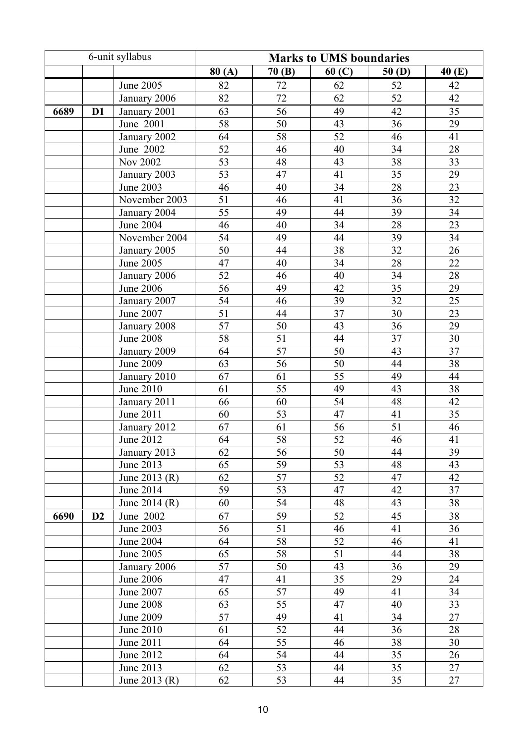| 6-unit syllabus | | | Marks to UMS boundaries | | | | |
|---|---|---|---|---|---|---|---|
| | | | **80 (A)** | **70 (B)** | **60 (C)** | **50 (D)** | **40 (E)** |
| | | June 2005 | 82 | 72 | 62 | 52 | 42 |
| | | January 2006 | 82 | 72 | 62 | 52 | 42 |
| **6689** | **D1** | January 2001 | 63 | 56 | 49 | 42 | 35 |
| | | June 2001 | 58 | 50 | 43 | 36 | 29 |
| | | January 2002 | 64 | 58 | 52 | 46 | 41 |
| | | June 2002 | 52 | 46 | 40 | 34 | 28 |
| | | Nov 2002 | 53 | 48 | 43 | 38 | 33 |
| | | January 2003 | 53 | 47 | 41 | 35 | 29 |
| | | June 2003 | 46 | 40 | 34 | 28 | 23 |
| | | November 2003 | 51 | 46 | 41 | 36 | 32 |
| | | January 2004 | 55 | 49 | 44 | 39 | 34 |
| | | June 2004 | 46 | 40 | 34 | 28 | 23 |
| | | November 2004 | 54 | 49 | 44 | 39 | 34 |
| | | January 2005 | 50 | 44 | 38 | 32 | 26 |
| | | June 2005 | 47 | 40 | 34 | 28 | 22 |
| | | January 2006 | 52 | 46 | 40 | 34 | 28 |
| | | June 2006 | 56 | 49 | 42 | 35 | 29 |
| | | January 2007 | 54 | 46 | 39 | 32 | 25 |
| | | June 2007 | 51 | 44 | 37 | 30 | 23 |
| | | January 2008 | 57 | 50 | 43 | 36 | 29 |
| | | June 2008 | 58 | 51 | 44 | 37 | 30 |
| | | January 2009 | 64 | 57 | 50 | 43 | 37 |
| | | June 2009 | 63 | 56 | 50 | 44 | 38 |
| | | January 2010 | 67 | 61 | 55 | 49 | 44 |
| | | June 2010 | 61 | 55 | 49 | 43 | 38 |
| | | January 2011 | 66 | 60 | 54 | 48 | 42 |
| | | June 2011 | 60 | 53 | 47 | 41 | 35 |
| | | January 2012 | 67 | 61 | 56 | 51 | 46 |
| | | June 2012 | 64 | 58 | 52 | 46 | 41 |
| | | January 2013 | 62 | 56 | 50 | 44 | 39 |
| | | June 2013 | 65 | 59 | 53 | 48 | 43 |
| | | June 2013 (R) | 62 | 57 | 52 | 47 | 42 |
| | | June 2014 | 59 | 53 | 47 | 42 | 37 |
| | | June 2014 (R) | 60 | 54 | 48 | 43 | 38 |
| **6690** | **D2** | June 2002 | 67 | 59 | 52 | 45 | 38 |
| | | June 2003 | 56 | 51 | 46 | 41 | 36 |
| | | June 2004 | 64 | 58 | 52 | 46 | 41 |
| | | June 2005 | 65 | 58 | 51 | 44 | 38 |
| | | January 2006 | 57 | 50 | 43 | 36 | 29 |
| | | June 2006 | 47 | 41 | 35 | 29 | 24 |
| | | June 2007 | 65 | 57 | 49 | 41 | 34 |
| | | June 2008 | 63 | 55 | 47 | 40 | 33 |
| | | June 2009 | 57 | 49 | 41 | 34 | 27 |
| | | June 2010 | 61 | 52 | 44 | 36 | 28 |
| | | June 2011 | 64 | 55 | 46 | 38 | 30 |
| | | June 2012 | 64 | 54 | 44 | 35 | 26 |
| | | June 2013 | 62 | 53 | 44 | 35 | 27 |
| | | June 2013 (R) | 62 | 53 | 44 | 35 | 27 |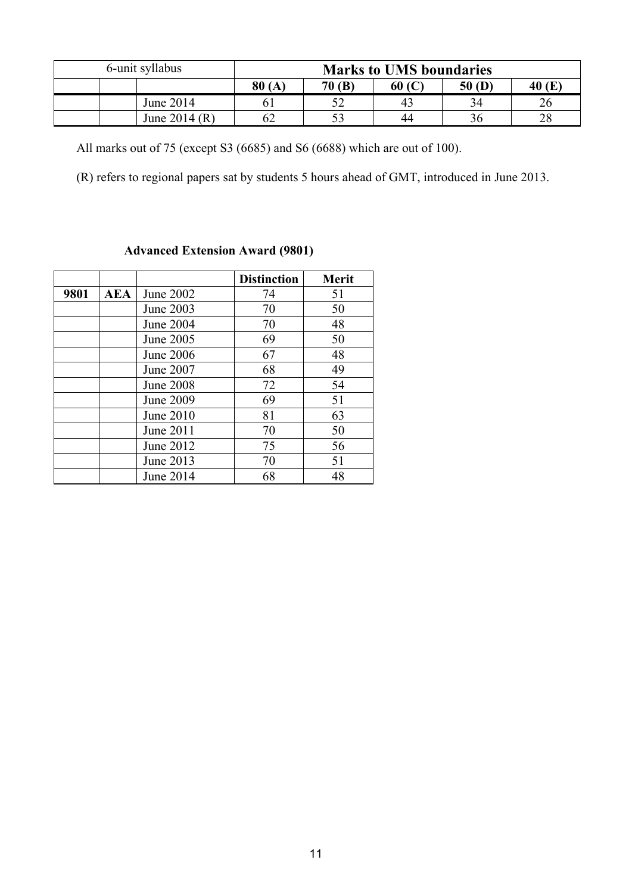| 6-unit syllabus | | | Marks to UMS boundaries | | | | |
|---|---|---|---|---|---|---|---|
| | | | **80 (A)** | **70 (B)** | **60 (C)** | **50 (D)** | **40 (E)** |
| | | June 2014 | 61 | 52 | 43 | 34 | 26 |
| | | June 2014 (R) | 62 | 53 | 44 | 36 | 28 |

All marks out of 75 (except S3 (6685) and S6 (6688) which are out of 100).

(R) refers to regional papers sat by students 5 hours ahead of GMT, introduced in June 2013.

**Advanced Extension Award (9801)**

| | | | Distinction | Merit |
|---|---|---|---|---|
| **9801** | **AEA** | June 2002 | 74 | 51 |
| | | June 2003 | 70 | 50 |
| | | June 2004 | 70 | 48 |
| | | June 2005 | 69 | 50 |
| | | June 2006 | 67 | 48 |
| | | June 2007 | 68 | 49 |
| | | June 2008 | 72 | 54 |
| | | June 2009 | 69 | 51 |
| | | June 2010 | 81 | 63 |
| | | June 2011 | 70 | 50 |
| | | June 2012 | 75 | 56 |
| | | June 2013 | 70 | 51 |
| | | June 2014 | 68 | 48 |